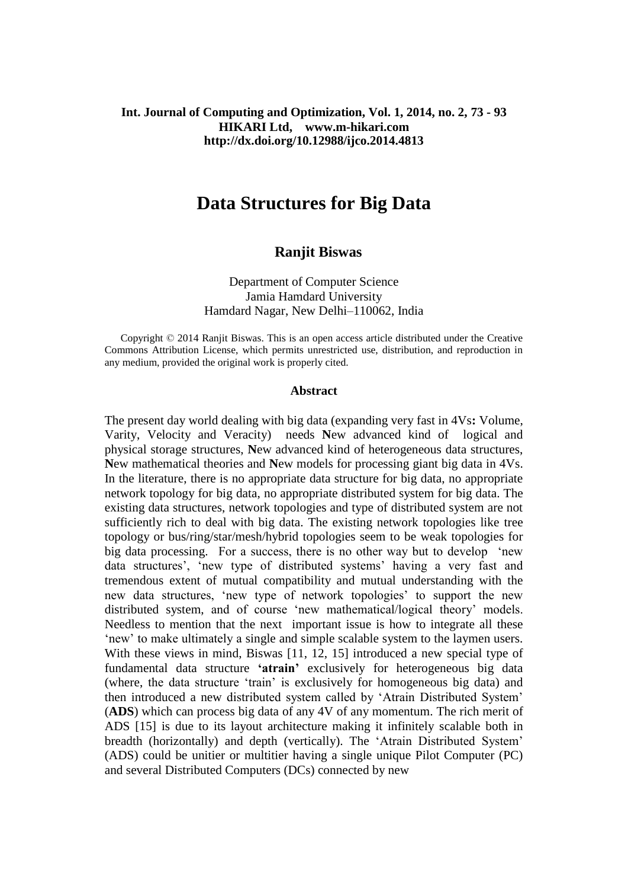# Data Structures for Big Data

**Ranjit Biswas**

Department of Computer Science
Jamia Hamdard University
Hamdard Nagar, New Delhi–110062, India

Copyright © 2014 Ranjit Biswas. This is an open access article distributed under the Creative Commons Attribution License, which permits unrestricted use, distribution, and reproduction in any medium, provided the original work is properly cited.

## Abstract

The present day world dealing with big data (expanding very fast in 4Vs**:** Volume, Varity, Velocity and Veracity) needs **N**ew advanced kind of logical and physical storage structures, **N**ew advanced kind of heterogeneous data structures, **N**ew mathematical theories and **N**ew models for processing giant big data in 4Vs. In the literature, there is no appropriate data structure for big data, no appropriate network topology for big data, no appropriate distributed system for big data. The existing data structures, network topologies and type of distributed system are not sufficiently rich to deal with big data. The existing network topologies like tree topology or bus/ring/star/mesh/hybrid topologies seem to be weak topologies for big data processing. For a success, there is no other way but to develop 'new data structures', 'new type of distributed systems' having a very fast and tremendous extent of mutual compatibility and mutual understanding with the new data structures, 'new type of network topologies' to support the new distributed system, and of course 'new mathematical/logical theory' models. Needless to mention that the next important issue is how to integrate all these 'new' to make ultimately a single and simple scalable system to the laymen users. With these views in mind, Biswas [11, 12, 15] introduced a new special type of fundamental data structure **'atrain'** exclusively for heterogeneous big data (where, the data structure 'train' is exclusively for homogeneous big data) and then introduced a new distributed system called by 'Atrain Distributed System' (**ADS**) which can process big data of any 4V of any momentum. The rich merit of ADS [15] is due to its layout architecture making it infinitely scalable both in breadth (horizontally) and depth (vertically). The 'Atrain Distributed System' (ADS) could be unitier or multitier having a single unique Pilot Computer (PC) and several Distributed Computers (DCs) connected by new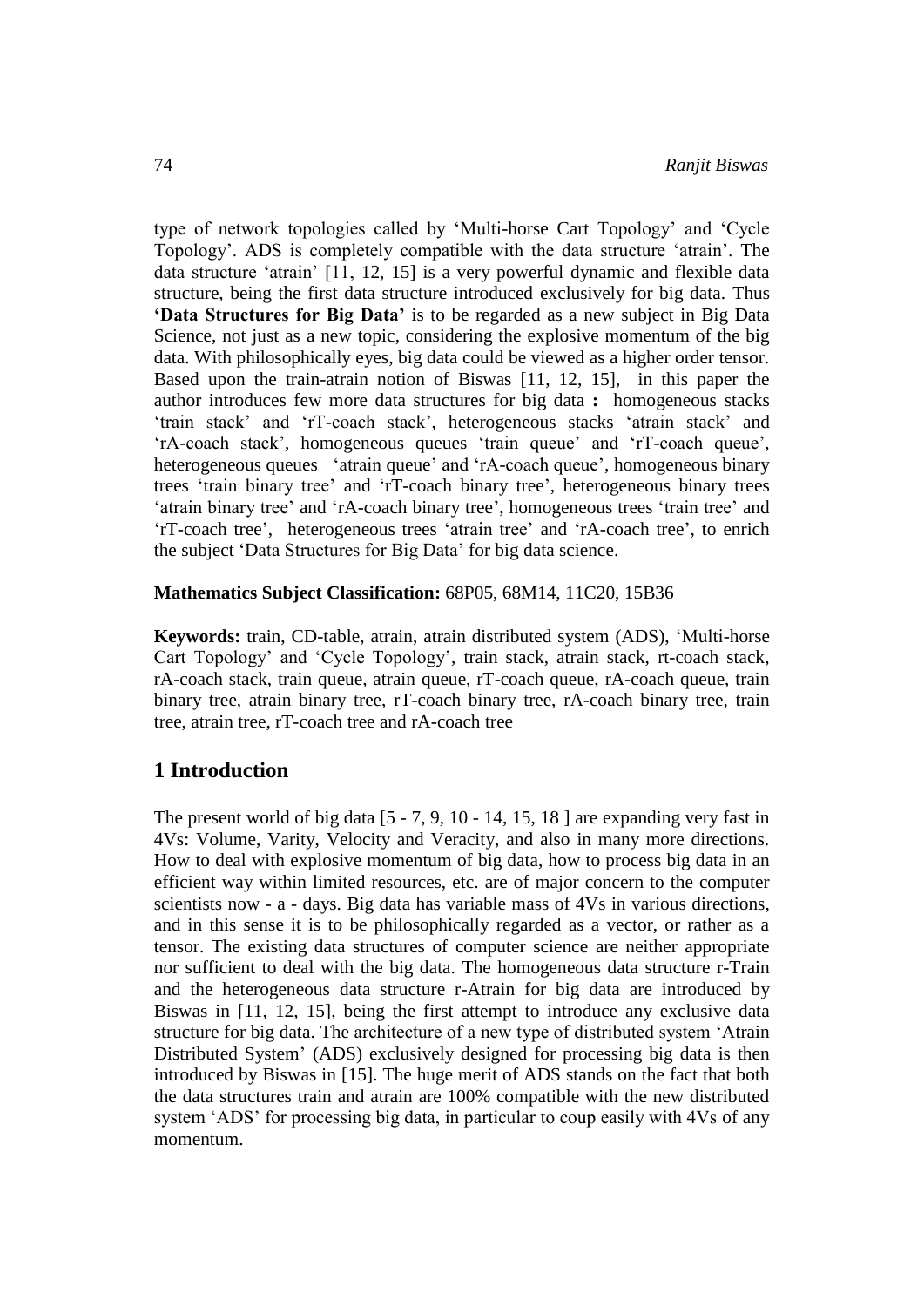type of network topologies called by 'Multi-horse Cart Topology' and 'Cycle Topology'. ADS is completely compatible with the data structure 'atrain'. The data structure 'atrain' [11, 12, 15] is a very powerful dynamic and flexible data structure, being the first data structure introduced exclusively for big data. Thus **'Data Structures for Big Data'** is to be regarded as a new subject in Big Data Science, not just as a new topic, considering the explosive momentum of the big data. With philosophically eyes, big data could be viewed as a higher order tensor. Based upon the train-atrain notion of Biswas [11, 12, 15], in this paper the author introduces few more data structures for big data **:** homogeneous stacks 'train stack' and 'rT-coach stack', heterogeneous stacks 'atrain stack' and 'rA-coach stack', homogeneous queues 'train queue' and 'rT-coach queue', heterogeneous queues 'atrain queue' and 'rA-coach queue', homogeneous binary trees 'train binary tree' and 'rT-coach binary tree', heterogeneous binary trees 'atrain binary tree' and 'rA-coach binary tree', homogeneous trees 'train tree' and 'rT-coach tree', heterogeneous trees 'atrain tree' and 'rA-coach tree', to enrich the subject 'Data Structures for Big Data' for big data science.

**Mathematics Subject Classification:** 68P05, 68M14, 11C20, 15B36

**Keywords:** train, CD-table, atrain, atrain distributed system (ADS), 'Multi-horse Cart Topology' and 'Cycle Topology', train stack, atrain stack, rt-coach stack, rA-coach stack, train queue, atrain queue, rT-coach queue, rA-coach queue, train binary tree, atrain binary tree, rT-coach binary tree, rA-coach binary tree, train tree, atrain tree, rT-coach tree and rA-coach tree

## 1 Introduction

The present world of big data [5 - 7, 9, 10 - 14, 15, 18 ] are expanding very fast in 4Vs: Volume, Varity, Velocity and Veracity, and also in many more directions. How to deal with explosive momentum of big data, how to process big data in an efficient way within limited resources, etc. are of major concern to the computer scientists now - a - days. Big data has variable mass of 4Vs in various directions, and in this sense it is to be philosophically regarded as a vector, or rather as a tensor. The existing data structures of computer science are neither appropriate nor sufficient to deal with the big data. The homogeneous data structure r-Train and the heterogeneous data structure r-Atrain for big data are introduced by Biswas in [11, 12, 15], being the first attempt to introduce any exclusive data structure for big data. The architecture of a new type of distributed system 'Atrain Distributed System' (ADS) exclusively designed for processing big data is then introduced by Biswas in [15]. The huge merit of ADS stands on the fact that both the data structures train and atrain are 100% compatible with the new distributed system 'ADS' for processing big data, in particular to coup easily with 4Vs of any momentum.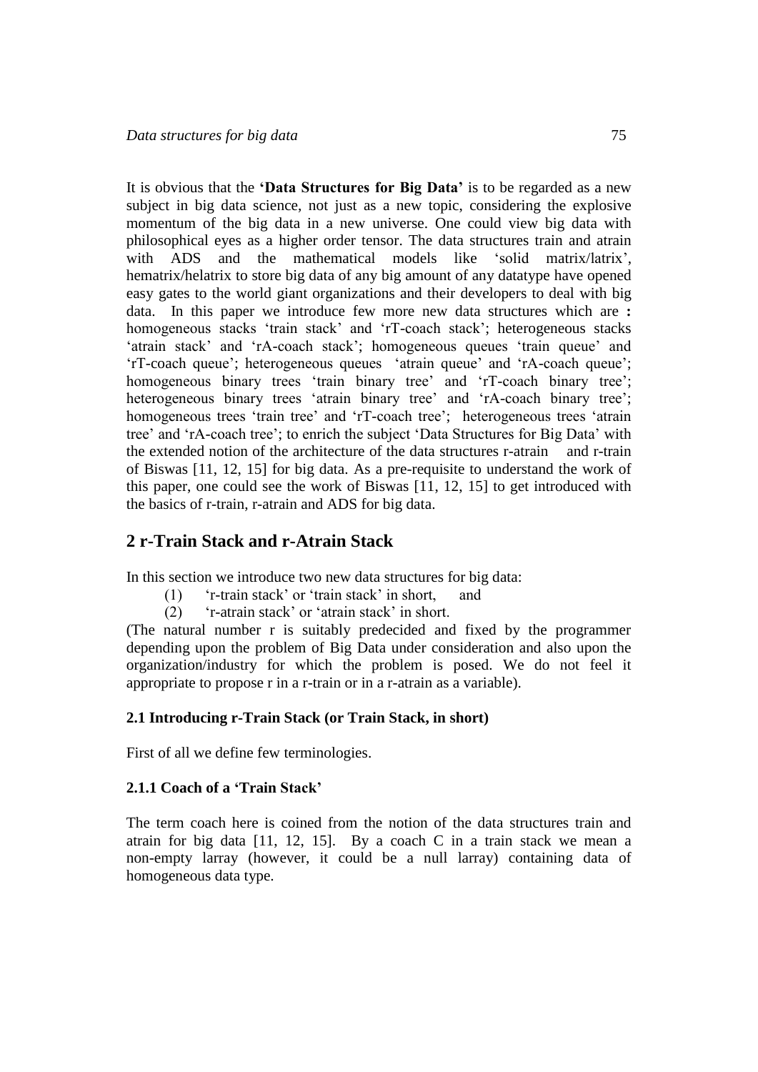It is obvious that the **'Data Structures for Big Data'** is to be regarded as a new subject in big data science, not just as a new topic, considering the explosive momentum of the big data in a new universe. One could view big data with philosophical eyes as a higher order tensor. The data structures train and atrain with ADS and the mathematical models like 'solid matrix/latrix', hematrix/helatrix to store big data of any big amount of any datatype have opened easy gates to the world giant organizations and their developers to deal with big data. In this paper we introduce few more new data structures which are **:** homogeneous stacks 'train stack' and 'rT-coach stack'; heterogeneous stacks 'atrain stack' and 'rA-coach stack'; homogeneous queues 'train queue' and 'rT-coach queue'; heterogeneous queues 'atrain queue' and 'rA-coach queue'; homogeneous binary trees 'train binary tree' and 'rT-coach binary tree'; heterogeneous binary trees 'atrain binary tree' and 'rA-coach binary tree'; homogeneous trees 'train tree' and 'rT-coach tree'; heterogeneous trees 'atrain tree' and 'rA-coach tree'; to enrich the subject 'Data Structures for Big Data' with the extended notion of the architecture of the data structures r-atrain and r-train of Biswas [11, 12, 15] for big data. As a pre-requisite to understand the work of this paper, one could see the work of Biswas [11, 12, 15] to get introduced with the basics of r-train, r-atrain and ADS for big data.

## 2 r-Train Stack and r-Atrain Stack

In this section we introduce two new data structures for big data:

(1) 'r-train stack' or 'train stack' in short, and

(2) 'r-atrain stack' or 'atrain stack' in short.

(The natural number r is suitably predecided and fixed by the programmer depending upon the problem of Big Data under consideration and also upon the organization/industry for which the problem is posed. We do not feel it appropriate to propose r in a r-train or in a r-atrain as a variable).

### 2.1 Introducing r-Train Stack (or Train Stack, in short)

First of all we define few terminologies.

#### 2.1.1 Coach of a 'Train Stack'

The term coach here is coined from the notion of the data structures train and atrain for big data [11, 12, 15]. By a coach C in a train stack we mean a non-empty larray (however, it could be a null larray) containing data of homogeneous data type.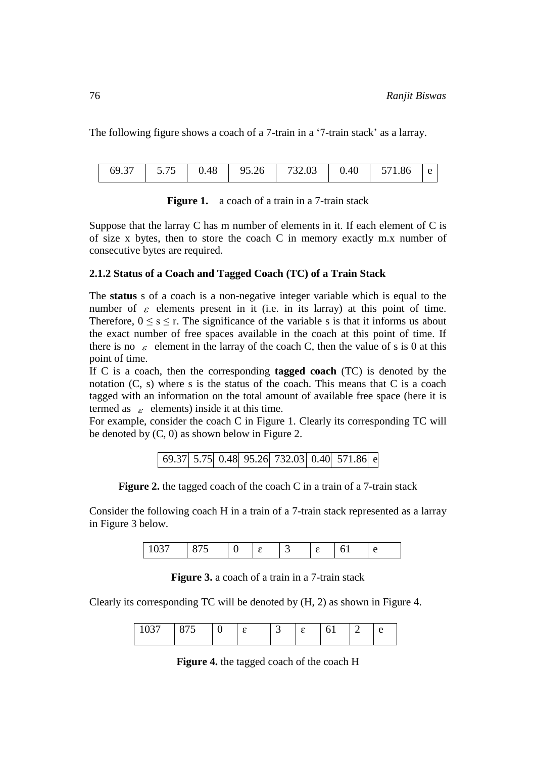The following figure shows a coach of a 7-train in a '7-train stack' as a larray.

| 69.37 | 5.75 | 0.48 | 95.26 | 732.03 | 0.40 | 571.86 | e |
|---|---|---|---|---|---|---|---|

**Figure 1.** a coach of a train in a 7-train stack

Suppose that the larray C has m number of elements in it. If each element of C is of size x bytes, then to store the coach C in memory exactly m.x number of consecutive bytes are required.

### 2.1.2 Status of a Coach and Tagged Coach (TC) of a Train Stack

The **status** s of a coach is a non-negative integer variable which is equal to the number of $\varepsilon$ elements present in it (i.e. in its larray) at this point of time. Therefore, $0 \leq s \leq r$. The significance of the variable s is that it informs us about the exact number of free spaces available in the coach at this point of time. If there is no $\varepsilon$ element in the larray of the coach C, then the value of s is 0 at this point of time.

If C is a coach, then the corresponding **tagged coach** (TC) is denoted by the notation (C, s) where s is the status of the coach. This means that C is a coach tagged with an information on the total amount of available free space (here it is termed as $\varepsilon$ elements) inside it at this time.

For example, consider the coach C in Figure 1. Clearly its corresponding TC will be denoted by (C, 0) as shown below in Figure 2.

| 69.37 | 5.75 | 0.48 | 95.26 | 732.03 | 0.40 | 571.86 | e |
|---|---|---|---|---|---|---|---|

**Figure 2.** the tagged coach of the coach C in a train of a 7-train stack

Consider the following coach H in a train of a 7-train stack represented as a larray in Figure 3 below.

| 1037 | 875 | 0 | ε | 3 | ε | 61 | e |
|---|---|---|---|---|---|---|---|

**Figure 3.** a coach of a train in a 7-train stack

Clearly its corresponding TC will be denoted by (H, 2) as shown in Figure 4.

| 1037 | 875 | 0 | ε | 3 | ε | 61 | 2 | e |
|---|---|---|---|---|---|---|---|---|

**Figure 4.** the tagged coach of the coach H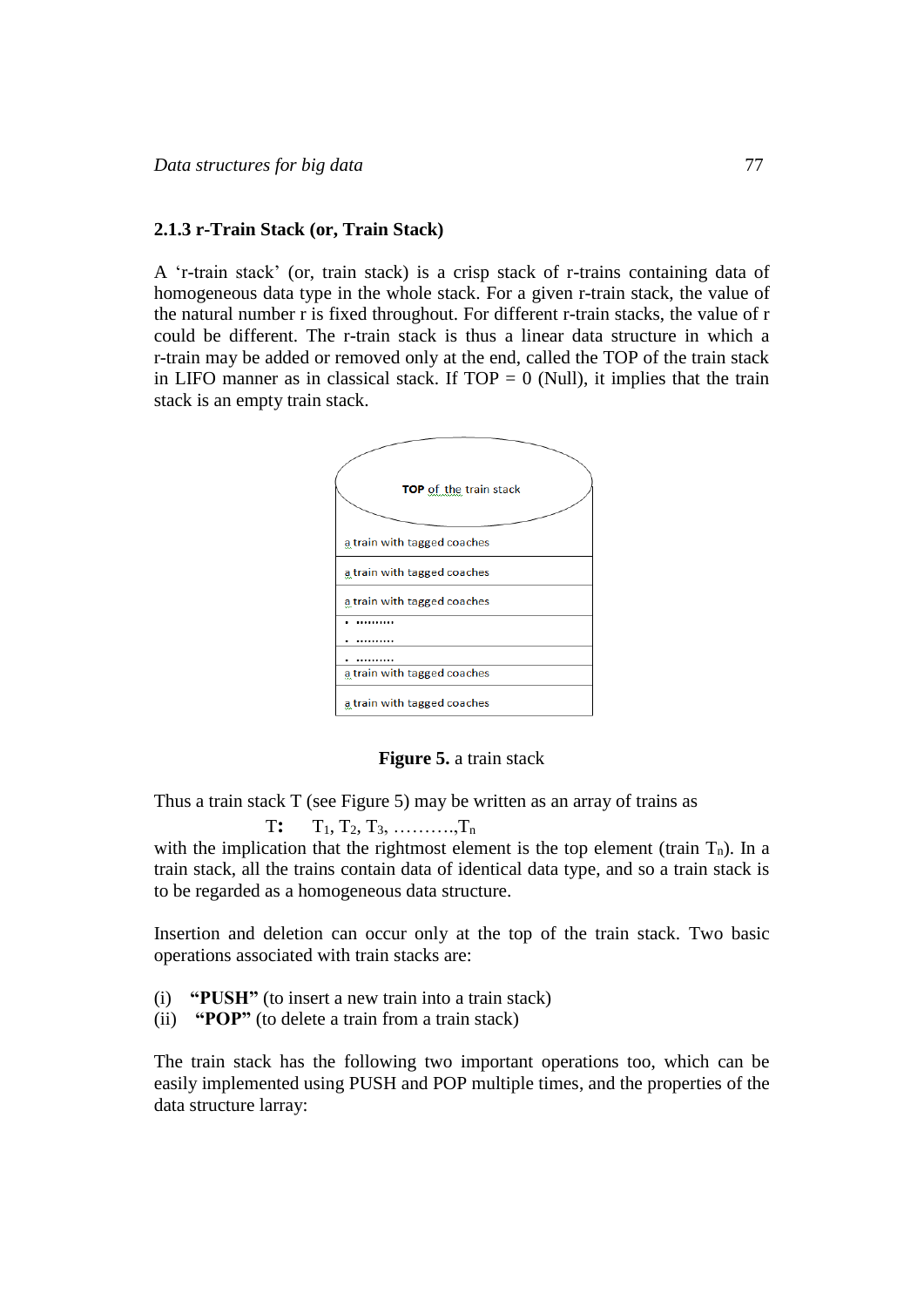### 2.1.3 r-Train Stack (or, Train Stack)

A 'r-train stack' (or, train stack) is a crisp stack of r-trains containing data of homogeneous data type in the whole stack. For a given r-train stack, the value of the natural number r is fixed throughout. For different r-train stacks, the value of r could be different. The r-train stack is thus a linear data structure in which a r-train may be added or removed only at the end, called the TOP of the train stack in LIFO manner as in classical stack. If TOP = 0 (Null), it implies that the train stack is an empty train stack.

**Figure 5.** a train stack

Thus a train stack T (see Figure 5) may be written as an array of trains as

$$\mathbf{T:} \quad T_1, T_2, T_3, \ldots\ldots\ldots, T_n$$

with the implication that the rightmost element is the top element (train $T_n$). In a train stack, all the trains contain data of identical data type, and so a train stack is to be regarded as a homogeneous data structure.

Insertion and deletion can occur only at the top of the train stack. Two basic operations associated with train stacks are:

(i) **"PUSH"** (to insert a new train into a train stack)
(ii) **"POP"** (to delete a train from a train stack)

The train stack has the following two important operations too, which can be easily implemented using PUSH and POP multiple times, and the properties of the data structure larray: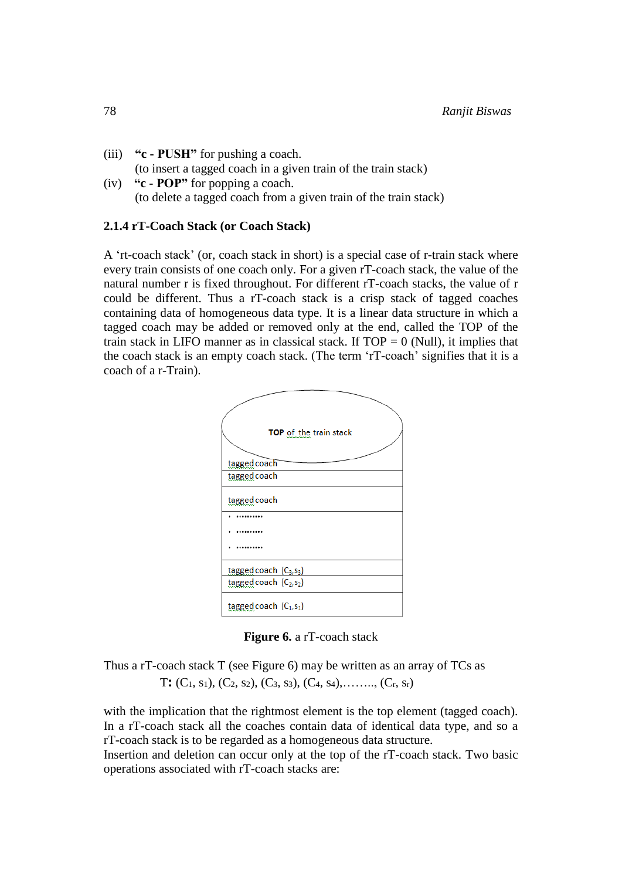(iii) **"c - PUSH"** for pushing a coach.
(to insert a tagged coach in a given train of the train stack)

(iv) **"c - POP"** for popping a coach.
(to delete a tagged coach from a given train of the train stack)

### 2.1.4 rT-Coach Stack (or Coach Stack)

A 'rt-coach stack' (or, coach stack in short) is a special case of r-train stack where every train consists of one coach only. For a given rT-coach stack, the value of the natural number r is fixed throughout. For different rT-coach stacks, the value of r could be different. Thus a rT-coach stack is a crisp stack of tagged coaches containing data of homogeneous data type. It is a linear data structure in which a tagged coach may be added or removed only at the end, called the TOP of the train stack in LIFO manner as in classical stack. If TOP = 0 (Null), it implies that the coach stack is an empty coach stack. (The term 'rT-coach' signifies that it is a coach of a r-Train).

TOP of the train stack

tagged coach

tagged coach

tagged coach

. ..........

. ..........

. ..........

tagged coach $(C_3, s_3)$

tagged coach $(C_2, s_2)$

tagged coach $(C_1, s_1)$

**Figure 6.** a rT-coach stack

Thus a rT-coach stack T (see Figure 6) may be written as an array of TCs as

$$T: (C_1, s_1), (C_2, s_2), (C_3, s_3), (C_4, s_4), \ldots\ldots, (C_r, s_r)$$

with the implication that the rightmost element is the top element (tagged coach). In a rT-coach stack all the coaches contain data of identical data type, and so a rT-coach stack is to be regarded as a homogeneous data structure.
Insertion and deletion can occur only at the top of the rT-coach stack. Two basic operations associated with rT-coach stacks are: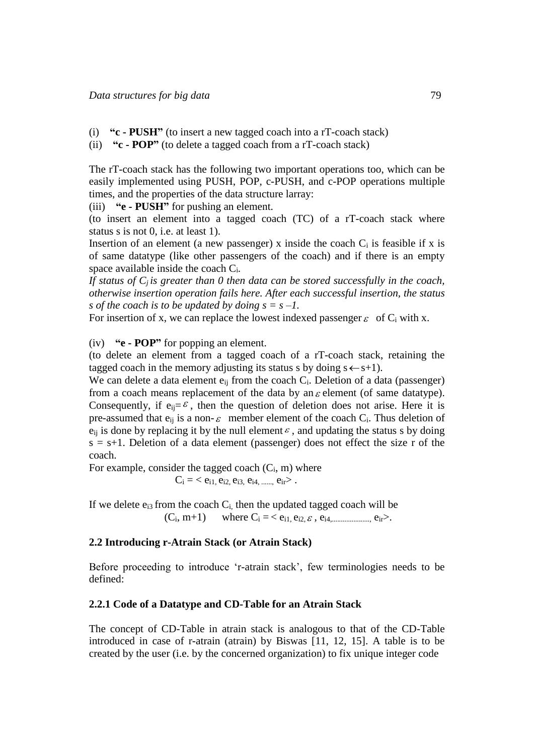(i) **"c - PUSH"** (to insert a new tagged coach into a rT-coach stack)

(ii) **"c - POP"** (to delete a tagged coach from a rT-coach stack)

The rT-coach stack has the following two important operations too, which can be easily implemented using PUSH, POP, c-PUSH, and c-POP operations multiple times, and the properties of the data structure larray:

(iii) **"e - PUSH"** for pushing an element.

(to insert an element into a tagged coach (TC) of a rT-coach stack where status s is not 0, i.e. at least 1).

Insertion of an element (a new passenger) x inside the coach $C_i$ is feasible if x is of same datatype (like other passengers of the coach) and if there is an empty space available inside the coach $C_i$.

*If status of $C_j$ is greater than 0 then data can be stored successfully in the coach, otherwise insertion operation fails here. After each successful insertion, the status s of the coach is to be updated by doing $s = s - 1$.*

For insertion of x, we can replace the lowest indexed passenger $\varepsilon$ of $C_i$ with x.

(iv) **"e - POP"** for popping an element.

(to delete an element from a tagged coach of a rT-coach stack, retaining the tagged coach in the memory adjusting its status s by doing $s \leftarrow s+1$).

We can delete a data element $e_{ij}$ from the coach $C_i$. Deletion of a data (passenger) from a coach means replacement of the data by an $\varepsilon$ element (of same datatype). Consequently, if $e_{ij} = \varepsilon$, then the question of deletion does not arise. Here it is pre-assumed that $e_{ij}$ is a non-$\varepsilon$ member element of the coach $C_i$. Thus deletion of $e_{ij}$ is done by replacing it by the null element $\varepsilon$, and updating the status s by doing $s = s+1$. Deletion of a data element (passenger) does not effect the size r of the coach.

For example, consider the tagged coach ($C_i$, m) where

$$C_i = < e_{i1}, e_{i2}, e_{i3}, e_{i4}, \ldots\ldots, e_{ir} > .$$

If we delete $e_{i3}$ from the coach $C_i$, then the updated tagged coach will be

$$(C_i, m+1) \quad \text{where } C_i = < e_{i1}, e_{i2}, \varepsilon , e_{i4}, \ldots\ldots\ldots\ldots, e_{ir} >.$$

### 2.2 Introducing r-Atrain Stack (or Atrain Stack)

Before proceeding to introduce 'r-atrain stack', few terminologies needs to be defined:

#### 2.2.1 Code of a Datatype and CD-Table for an Atrain Stack

The concept of CD-Table in atrain stack is analogous to that of the CD-Table introduced in case of r-atrain (atrain) by Biswas [11, 12, 15]. A table is to be created by the user (i.e. by the concerned organization) to fix unique integer code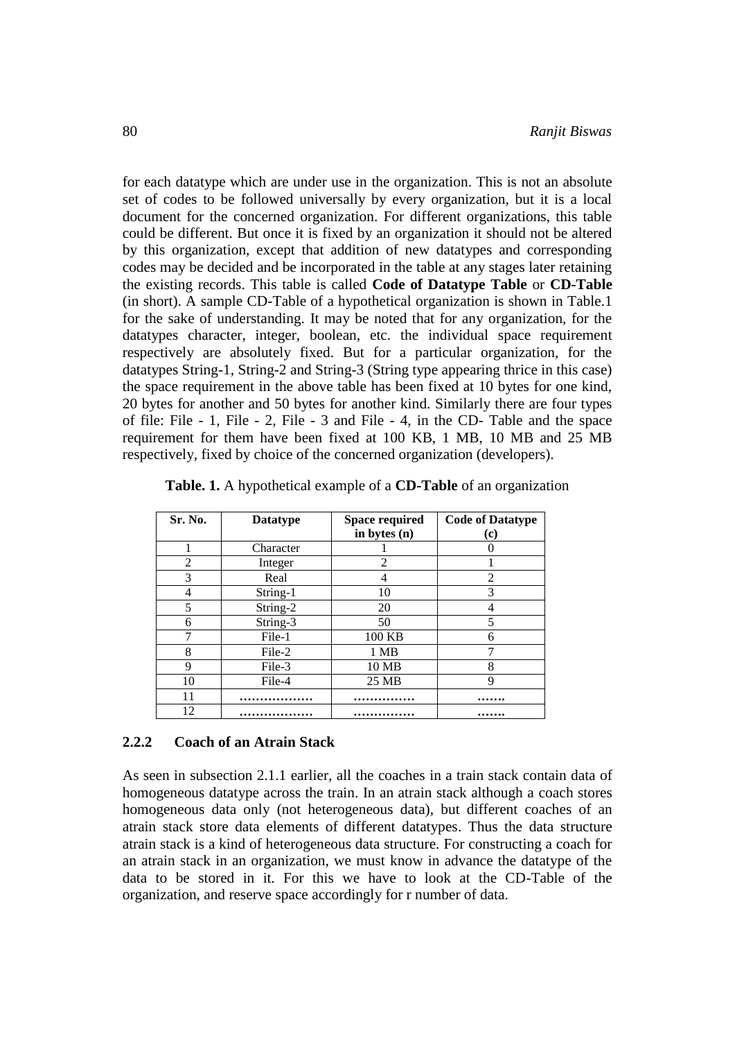for each datatype which are under use in the organization. This is not an absolute set of codes to be followed universally by every organization, but it is a local document for the concerned organization. For different organizations, this table could be different. But once it is fixed by an organization it should not be altered by this organization, except that addition of new datatypes and corresponding codes may be decided and be incorporated in the table at any stages later retaining the existing records. This table is called **Code of Datatype Table** or **CD-Table** (in short). A sample CD-Table of a hypothetical organization is shown in Table.1 for the sake of understanding. It may be noted that for any organization, for the datatypes character, integer, boolean, etc. the individual space requirement respectively are absolutely fixed. But for a particular organization, for the datatypes String-1, String-2 and String-3 (String type appearing thrice in this case) the space requirement in the above table has been fixed at 10 bytes for one kind, 20 bytes for another and 50 bytes for another kind. Similarly there are four types of file: File - 1, File - 2, File - 3 and File - 4, in the CD- Table and the space requirement for them have been fixed at 100 KB, 1 MB, 10 MB and 25 MB respectively, fixed by choice of the concerned organization (developers).

**Table. 1.** A hypothetical example of a **CD-Table** of an organization

| Sr. No. | Datatype | Space required in bytes (n) | Code of Datatype (c) |
|---|---|---|---|
| 1 | Character | 1 | 0 |
| 2 | Integer | 2 | 1 |
| 3 | Real | 4 | 2 |
| 4 | String-1 | 10 | 3 |
| 5 | String-2 | 20 | 4 |
| 6 | String-3 | 50 | 5 |
| 7 | File-1 | 100 KB | 6 |
| 8 | File-2 | 1 MB | 7 |
| 9 | File-3 | 10 MB | 8 |
| 10 | File-4 | 25 MB | 9 |
| 11 | ……………… | …………… | ……. |
| 12 | ……………… | …………… | ……. |

### 2.2.2 Coach of an Atrain Stack

As seen in subsection 2.1.1 earlier, all the coaches in a train stack contain data of homogeneous datatype across the train. In an atrain stack although a coach stores homogeneous data only (not heterogeneous data), but different coaches of an atrain stack store data elements of different datatypes. Thus the data structure atrain stack is a kind of heterogeneous data structure. For constructing a coach for an atrain stack in an organization, we must know in advance the datatype of the data to be stored in it. For this we have to look at the CD-Table of the organization, and reserve space accordingly for r number of data.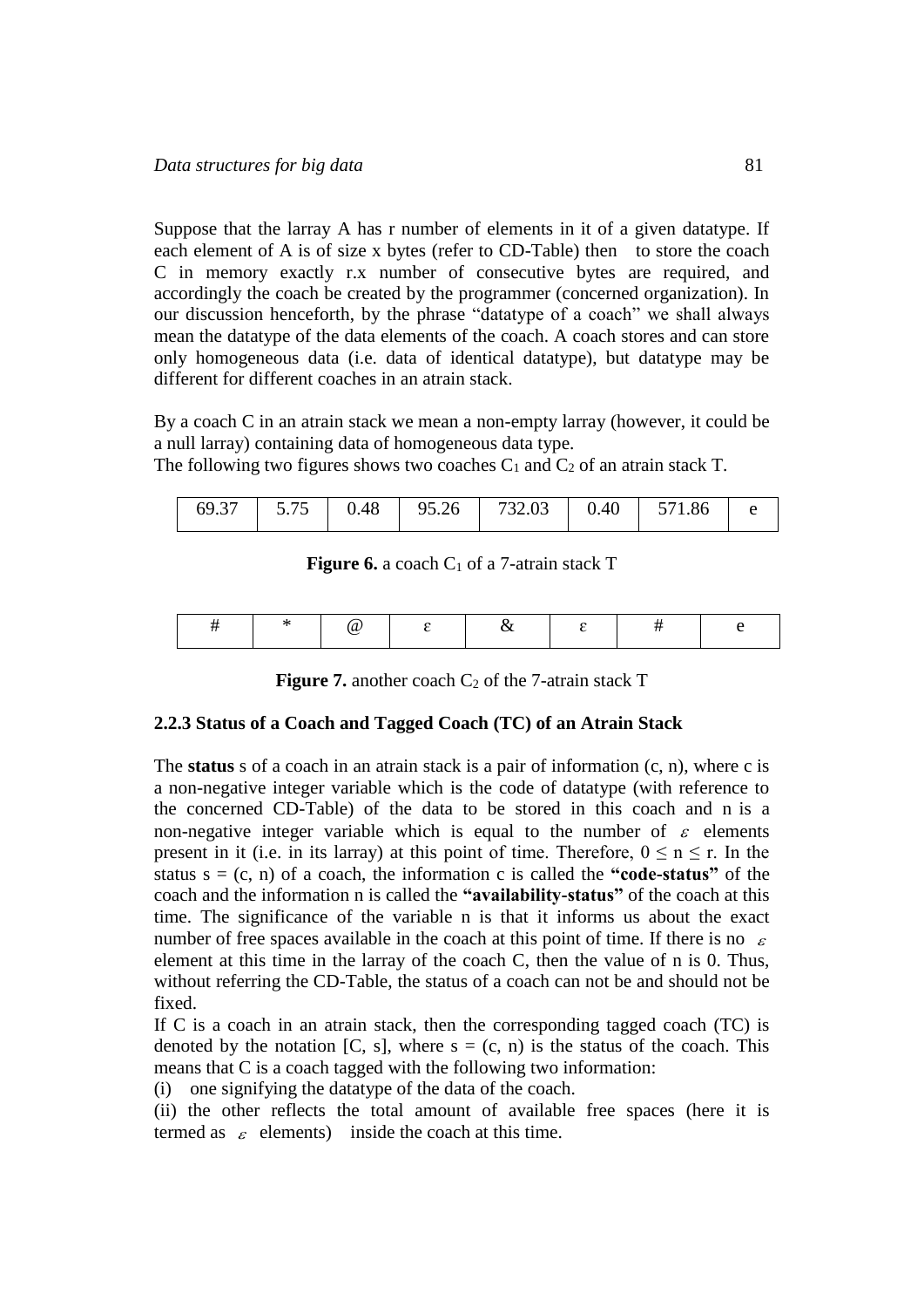Suppose that the larray A has r number of elements in it of a given datatype. If each element of A is of size x bytes (refer to CD-Table) then to store the coach C in memory exactly r.x number of consecutive bytes are required, and accordingly the coach be created by the programmer (concerned organization). In our discussion henceforth, by the phrase "datatype of a coach" we shall always mean the datatype of the data elements of the coach. A coach stores and can store only homogeneous data (i.e. data of identical datatype), but datatype may be different for different coaches in an atrain stack.

By a coach C in an atrain stack we mean a non-empty larray (however, it could be a null larray) containing data of homogeneous data type.

The following two figures shows two coaches $C_1$ and $C_2$ of an atrain stack T.

| 69.37 | 5.75 | 0.48 | 95.26 | 732.03 | 0.40 | 571.86 | e |
|---|---|---|---|---|---|---|---|

**Figure 6.** a coach $C_1$ of a 7-atrain stack T

| # | * | @ | ε | & | ε | # | e |
|---|---|---|---|---|---|---|---|

**Figure 7.** another coach $C_2$ of the 7-atrain stack T

### 2.2.3 Status of a Coach and Tagged Coach (TC) of an Atrain Stack

The **status** s of a coach in an atrain stack is a pair of information (c, n), where c is a non-negative integer variable which is the code of datatype (with reference to the concerned CD-Table) of the data to be stored in this coach and n is a non-negative integer variable which is equal to the number of $\varepsilon$ elements present in it (i.e. in its larray) at this point of time. Therefore, $0 \leq n \leq r$. In the status $s = (c, n)$ of a coach, the information c is called the **"code-status"** of the coach and the information n is called the **"availability-status"** of the coach at this time. The significance of the variable n is that it informs us about the exact number of free spaces available in the coach at this point of time. If there is no $\varepsilon$ element at this time in the larray of the coach C, then the value of n is 0. Thus, without referring the CD-Table, the status of a coach can not be and should not be fixed.

If C is a coach in an atrain stack, then the corresponding tagged coach (TC) is denoted by the notation [C, s], where $s = (c, n)$ is the status of the coach. This means that C is a coach tagged with the following two information:

(i) one signifying the datatype of the data of the coach.

(ii) the other reflects the total amount of available free spaces (here it is termed as $\varepsilon$ elements) inside the coach at this time.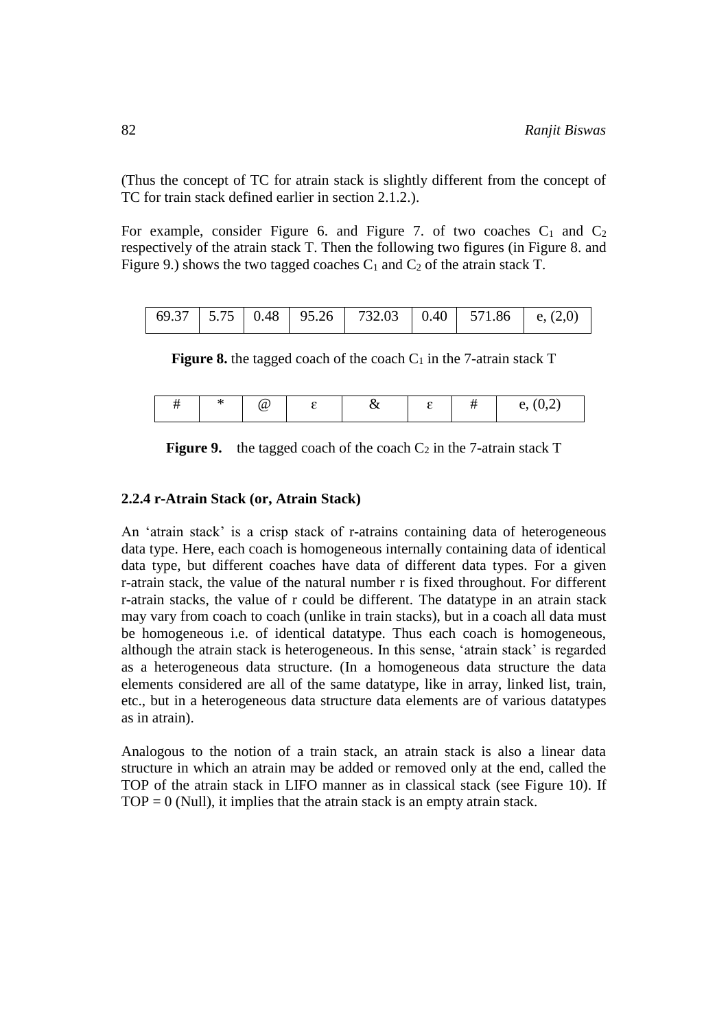(Thus the concept of TC for atrain stack is slightly different from the concept of TC for train stack defined earlier in section 2.1.2.).

For example, consider Figure 6. and Figure 7. of two coaches $C_1$ and $C_2$ respectively of the atrain stack T. Then the following two figures (in Figure 8. and Figure 9.) shows the two tagged coaches $C_1$ and $C_2$ of the atrain stack T.

| 69.37 | 5.75 | 0.48 | 95.26 | 732.03 | 0.40 | 571.86 | e, (2,0) |
|---|---|---|---|---|---|---|---|

**Figure 8.** the tagged coach of the coach $C_1$ in the 7-atrain stack T

| # | * | @ | ε | & | ε | # | e, (0,2) |
|---|---|---|---|---|---|---|---|

**Figure 9.** the tagged coach of the coach $C_2$ in the 7-atrain stack T

### 2.2.4 r-Atrain Stack (or, Atrain Stack)

An 'atrain stack' is a crisp stack of r-atrains containing data of heterogeneous data type. Here, each coach is homogeneous internally containing data of identical data type, but different coaches have data of different data types. For a given r-atrain stack, the value of the natural number r is fixed throughout. For different r-atrain stacks, the value of r could be different. The datatype in an atrain stack may vary from coach to coach (unlike in train stacks), but in a coach all data must be homogeneous i.e. of identical datatype. Thus each coach is homogeneous, although the atrain stack is heterogeneous. In this sense, 'atrain stack' is regarded as a heterogeneous data structure. (In a homogeneous data structure the data elements considered are all of the same datatype, like in array, linked list, train, etc., but in a heterogeneous data structure data elements are of various datatypes as in atrain).

Analogous to the notion of a train stack, an atrain stack is also a linear data structure in which an atrain may be added or removed only at the end, called the TOP of the atrain stack in LIFO manner as in classical stack (see Figure 10). If TOP = 0 (Null), it implies that the atrain stack is an empty atrain stack.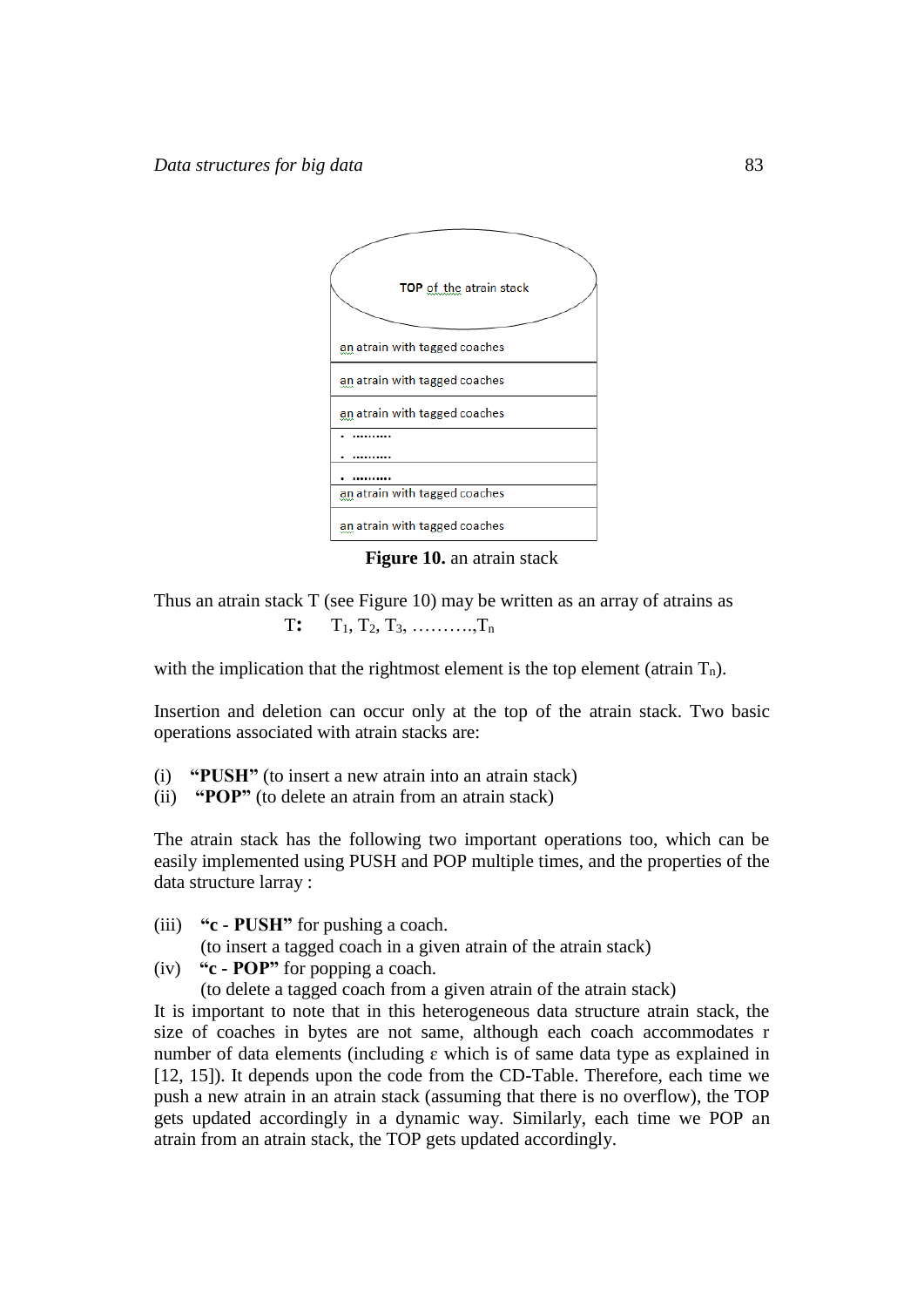TOP of the atrain stack

an atrain with tagged coaches

an atrain with tagged coaches

an atrain with tagged coaches

. ..........

. ..........

. ..........

an atrain with tagged coaches

an atrain with tagged coaches

**Figure 10.** an atrain stack

Thus an atrain stack T (see Figure 10) may be written as an array of atrains as

**T:** $T_1, T_2, T_3, \ldots\ldots\ldots, T_n$

with the implication that the rightmost element is the top element (atrain $T_n$).

Insertion and deletion can occur only at the top of the atrain stack. Two basic operations associated with atrain stacks are:

(i) **"PUSH"** (to insert a new atrain into an atrain stack)
(ii) **"POP"** (to delete an atrain from an atrain stack)

The atrain stack has the following two important operations too, which can be easily implemented using PUSH and POP multiple times, and the properties of the data structure larray :

(iii) **"c - PUSH"** for pushing a coach.
(to insert a tagged coach in a given atrain of the atrain stack)
(iv) **"c - POP"** for popping a coach.
(to delete a tagged coach from a given atrain of the atrain stack)

It is important to note that in this heterogeneous data structure atrain stack, the size of coaches in bytes are not same, although each coach accommodates r number of data elements (including ε which is of same data type as explained in [12, 15]). It depends upon the code from the CD-Table. Therefore, each time we push a new atrain in an atrain stack (assuming that there is no overflow), the TOP gets updated accordingly in a dynamic way. Similarly, each time we POP an atrain from an atrain stack, the TOP gets updated accordingly.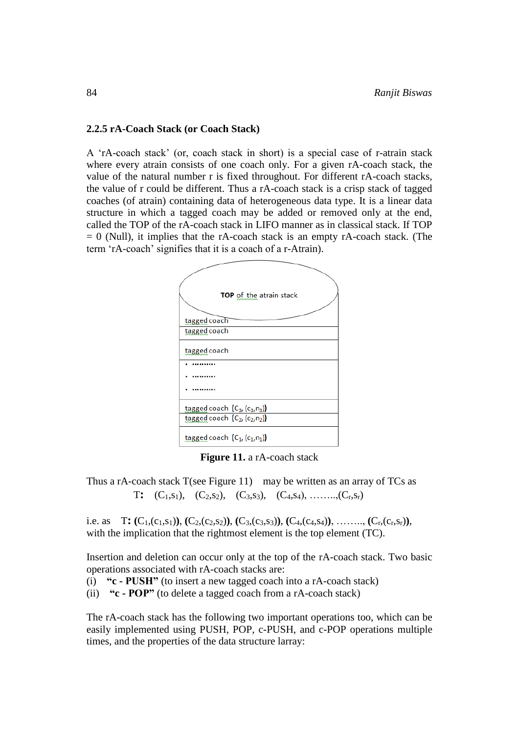### 2.2.5 rA-Coach Stack (or Coach Stack)

A 'rA-coach stack' (or, coach stack in short) is a special case of r-atrain stack where every atrain consists of one coach only. For a given rA-coach stack, the value of the natural number r is fixed throughout. For different rA-coach stacks, the value of r could be different. Thus a rA-coach stack is a crisp stack of tagged coaches (of atrain) containing data of heterogeneous data type. It is a linear data structure in which a tagged coach may be added or removed only at the end, called the TOP of the rA-coach stack in LIFO manner as in classical stack. If TOP = 0 (Null), it implies that the rA-coach stack is an empty rA-coach stack. (The term 'rA-coach' signifies that it is a coach of a r-Atrain).

**TOP** of the atrain stack

tagged coach
tagged coach
tagged coach
. .........
. .........
. .........
tagged coach $(C_3, (c_3,n_3))$
tagged coach $(C_2, (c_2,n_2))$
tagged coach $(C_1, (c_1,n_1))$

**Figure 11.** a rA-coach stack

Thus a rA-coach stack T(see Figure 11) may be written as an array of TCs as

$$T\textbf{:}\quad (C_1,s_1),\quad (C_2,s_2),\quad (C_3,s_3),\quad (C_4,s_4),\ \ldots\ldots..,(C_r,s_r)$$

i.e. as $T\textbf{:}$ $\mathbf{(}C_1,(c_1,s_1)\mathbf{)}$, $\mathbf{(}C_2,(c_2,s_2)\mathbf{)}$, $\mathbf{(}C_3,(c_3,s_3)\mathbf{)}$, $\mathbf{(}C_4,(c_4,s_4)\mathbf{)}$, …….., $\mathbf{(}C_r,(c_r,s_r)\mathbf{)}$, with the implication that the rightmost element is the top element (TC).

Insertion and deletion can occur only at the top of the rA-coach stack. Two basic operations associated with rA-coach stacks are:

(i) **"c - PUSH"** (to insert a new tagged coach into a rA-coach stack)
(ii) **"c - POP"** (to delete a tagged coach from a rA-coach stack)

The rA-coach stack has the following two important operations too, which can be easily implemented using PUSH, POP, c-PUSH, and c-POP operations multiple times, and the properties of the data structure larray: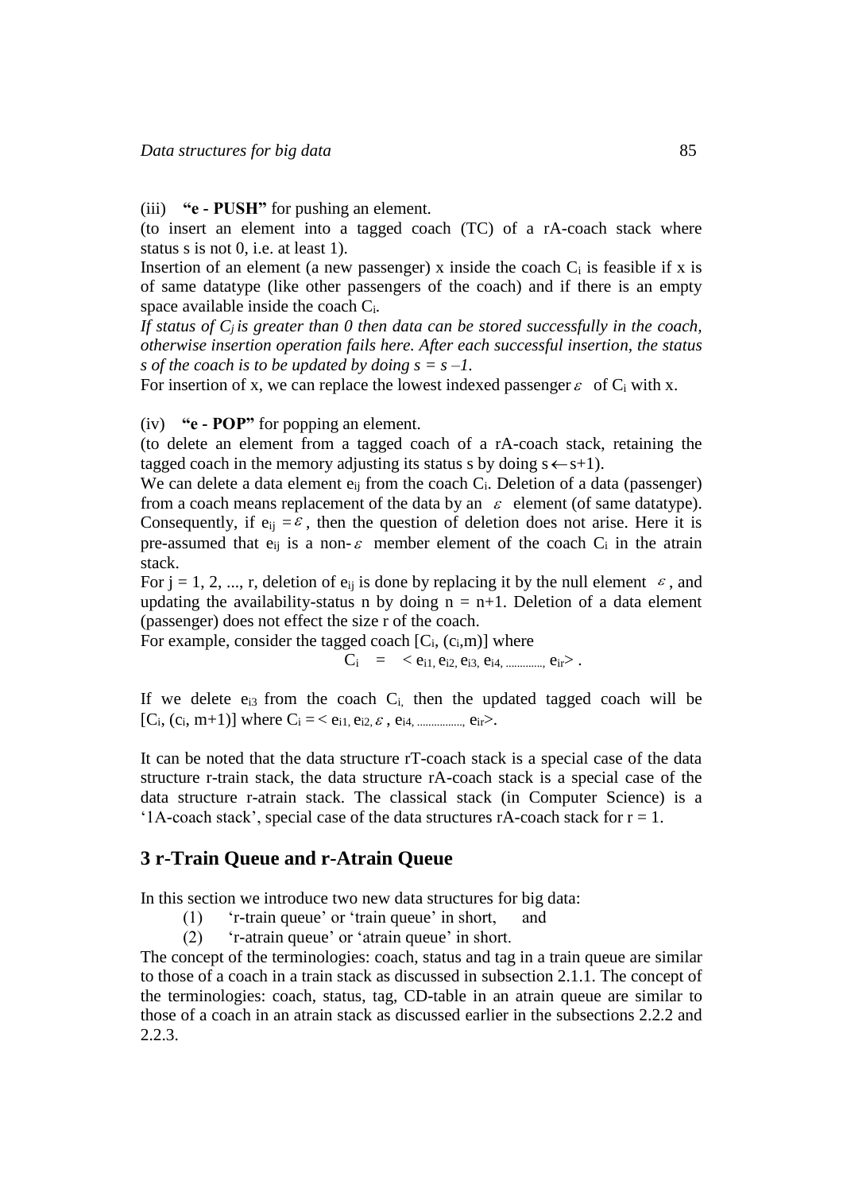(iii) **"e - PUSH"** for pushing an element.

(to insert an element into a tagged coach (TC) of a rA-coach stack where status s is not 0, i.e. at least 1).

Insertion of an element (a new passenger) x inside the coach $C_i$ is feasible if x is of same datatype (like other passengers of the coach) and if there is an empty space available inside the coach $C_i$.

*If status of $C_j$ is greater than 0 then data can be stored successfully in the coach, otherwise insertion operation fails here. After each successful insertion, the status s of the coach is to be updated by doing s = s –1.*

For insertion of x, we can replace the lowest indexed passenger $\varepsilon$ of $C_i$ with x.

(iv) **"e - POP"** for popping an element.

(to delete an element from a tagged coach of a rA-coach stack, retaining the tagged coach in the memory adjusting its status s by doing $s \leftarrow s+1$).

We can delete a data element $e_{ij}$ from the coach $C_i$. Deletion of a data (passenger) from a coach means replacement of the data by an $\varepsilon$ element (of same datatype). Consequently, if $e_{ij} = \varepsilon$, then the question of deletion does not arise. Here it is pre-assumed that $e_{ij}$ is a non-$\varepsilon$ member element of the coach $C_i$ in the atrain stack.

For j = 1, 2, ..., r, deletion of $e_{ij}$ is done by replacing it by the null element $\varepsilon$, and updating the availability-status n by doing n = n+1. Deletion of a data element (passenger) does not effect the size r of the coach.

For example, consider the tagged coach $[C_i, (c_i,m)]$ where

$$C_i = < e_{i1}, e_{i2}, e_{i3}, e_{i4}, \ldots\ldots\ldots, e_{ir} > .$$

If we delete $e_{i3}$ from the coach $C_i$, then the updated tagged coach will be $[C_i, (c_i, m+1)]$ where $C_i = < e_{i1}, e_{i2}, \varepsilon, e_{i4}, \ldots\ldots\ldots, e_{ir} >$.

It can be noted that the data structure rT-coach stack is a special case of the data structure r-train stack, the data structure rA-coach stack is a special case of the data structure r-atrain stack. The classical stack (in Computer Science) is a '1A-coach stack', special case of the data structures rA-coach stack for r = 1.

## 3 r-Train Queue and r-Atrain Queue

In this section we introduce two new data structures for big data:

(1) 'r-train queue' or 'train queue' in short, and

(2) 'r-atrain queue' or 'atrain queue' in short.

The concept of the terminologies: coach, status and tag in a train queue are similar to those of a coach in a train stack as discussed in subsection 2.1.1. The concept of the terminologies: coach, status, tag, CD-table in an atrain queue are similar to those of a coach in an atrain stack as discussed earlier in the subsections 2.2.2 and 2.2.3.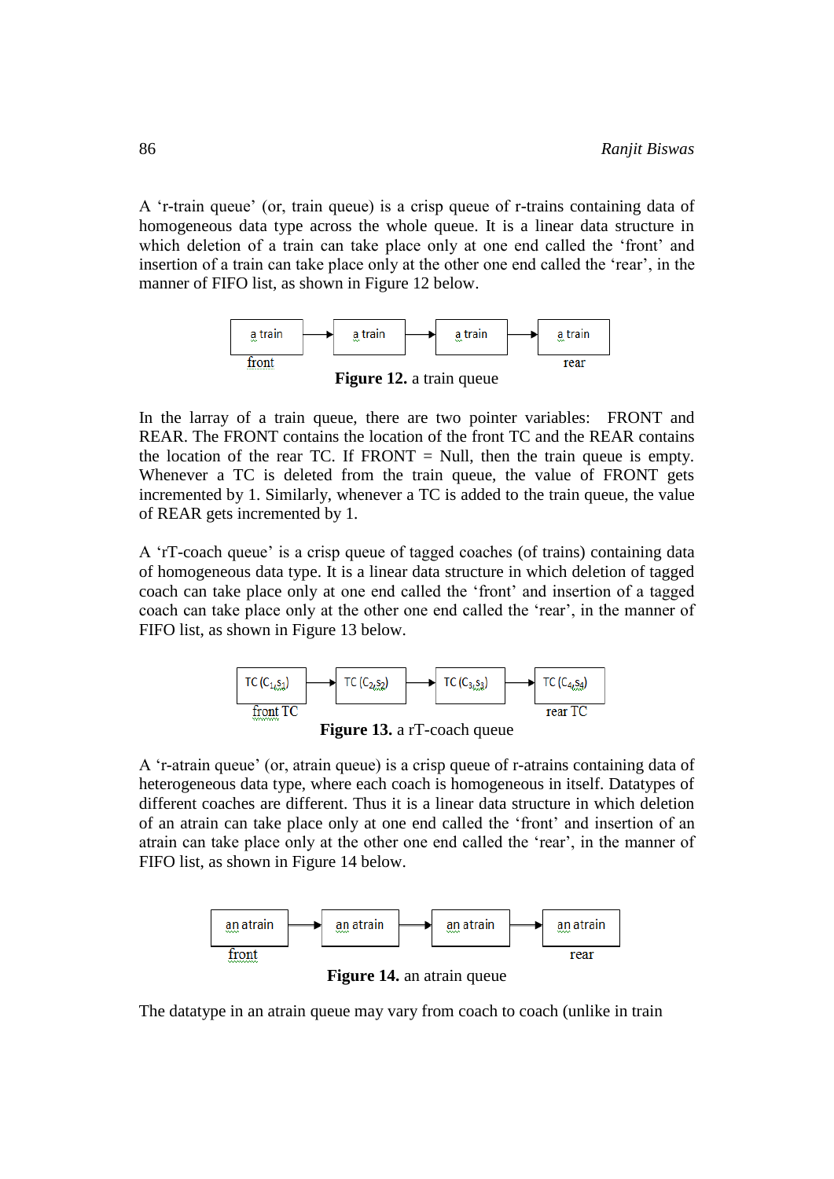A 'r-train queue' (or, train queue) is a crisp queue of r-trains containing data of homogeneous data type across the whole queue. It is a linear data structure in which deletion of a train can take place only at one end called the 'front' and insertion of a train can take place only at the other one end called the 'rear', in the manner of FIFO list, as shown in Figure 12 below.

```
a train ──► a train ──► a train ──► a train
front                               rear
```

**Figure 12.** a train queue

In the larray of a train queue, there are two pointer variables: FRONT and REAR. The FRONT contains the location of the front TC and the REAR contains the location of the rear TC. If FRONT = Null, then the train queue is empty. Whenever a TC is deleted from the train queue, the value of FRONT gets incremented by 1. Similarly, whenever a TC is added to the train queue, the value of REAR gets incremented by 1.

A 'rT-coach queue' is a crisp queue of tagged coaches (of trains) containing data of homogeneous data type. It is a linear data structure in which deletion of tagged coach can take place only at one end called the 'front' and insertion of a tagged coach can take place only at the other one end called the 'rear', in the manner of FIFO list, as shown in Figure 13 below.

```
TC (C1,s1) ──► TC (C2,s2) ──► TC (C3,s3) ──► TC (C4,s4)
front TC                                     rear TC
```

**Figure 13.** a rT-coach queue

A 'r-atrain queue' (or, atrain queue) is a crisp queue of r-atrains containing data of heterogeneous data type, where each coach is homogeneous in itself. Datatypes of different coaches are different. Thus it is a linear data structure in which deletion of an atrain can take place only at one end called the 'front' and insertion of an atrain can take place only at the other one end called the 'rear', in the manner of FIFO list, as shown in Figure 14 below.

```
an atrain ──► an atrain ──► an atrain ──► an atrain
front                                     rear
```

**Figure 14.** an atrain queue

The datatype in an atrain queue may vary from coach to coach (unlike in train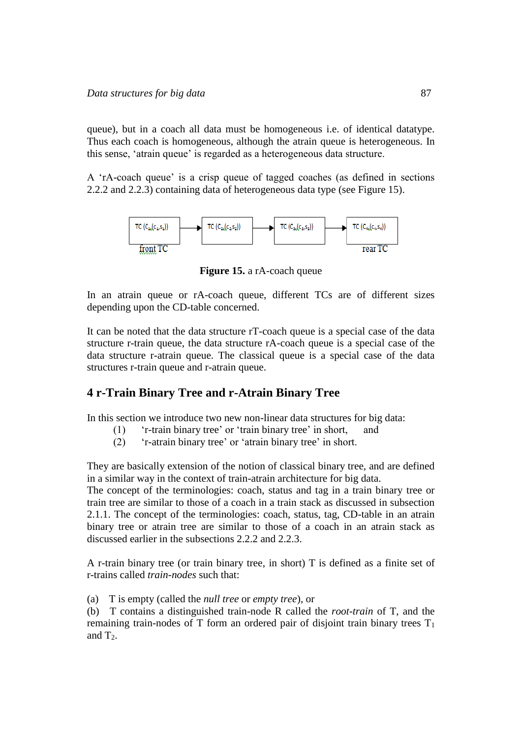queue), but in a coach all data must be homogeneous i.e. of identical datatype. Thus each coach is homogeneous, although the atrain queue is heterogeneous. In this sense, 'atrain queue' is regarded as a heterogeneous data structure.

A 'rA-coach queue' is a crisp queue of tagged coaches (as defined in sections 2.2.2 and 2.2.3) containing data of heterogeneous data type (see Figure 15).

$TC(C_{1A}(c_1,s_1))$ → $TC(C_{2A}(c_2,s_2))$ → $TC(C_{3A}(c_3,s_3))$ → $TC(C_{4A}(c_4,s_4))$

front TC   rear TC

**Figure 15.** a rA-coach queue

In an atrain queue or rA-coach queue, different TCs are of different sizes depending upon the CD-table concerned.

It can be noted that the data structure rT-coach queue is a special case of the data structure r-train queue, the data structure rA-coach queue is a special case of the data structure r-atrain queue. The classical queue is a special case of the data structures r-train queue and r-atrain queue.

## 4 r-Train Binary Tree and r-Atrain Binary Tree

In this section we introduce two new non-linear data structures for big data:

(1) 'r-train binary tree' or 'train binary tree' in short, and
(2) 'r-atrain binary tree' or 'atrain binary tree' in short.

They are basically extension of the notion of classical binary tree, and are defined in a similar way in the context of train-atrain architecture for big data.
The concept of the terminologies: coach, status and tag in a train binary tree or train tree are similar to those of a coach in a train stack as discussed in subsection 2.1.1. The concept of the terminologies: coach, status, tag, CD-table in an atrain binary tree or atrain tree are similar to those of a coach in an atrain stack as discussed earlier in the subsections 2.2.2 and 2.2.3.

A r-train binary tree (or train binary tree, in short) T is defined as a finite set of r-trains called *train-nodes* such that:

(a) T is empty (called the *null tree* or *empty tree*), or
(b) T contains a distinguished train-node R called the *root-train* of T, and the remaining train-nodes of T form an ordered pair of disjoint train binary trees $T_1$ and $T_2$.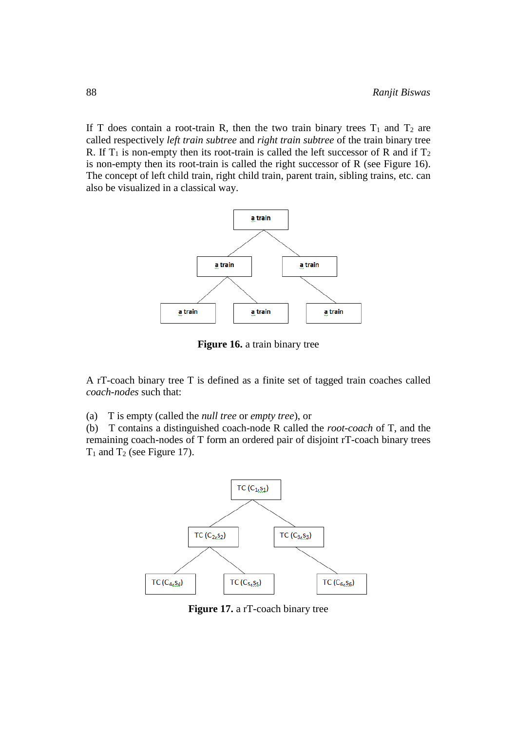If T does contain a root-train R, then the two train binary trees $T_1$ and $T_2$ are called respectively *left train subtree* and *right train subtree* of the train binary tree R. If $T_1$ is non-empty then its root-train is called the left successor of R and if $T_2$ is non-empty then its root-train is called the right successor of R (see Figure 16). The concept of left child train, right child train, parent train, sibling trains, etc. can also be visualized in a classical way.

**Figure 16.** a train binary tree

A rT-coach binary tree T is defined as a finite set of tagged train coaches called *coach-nodes* such that:

(a) T is empty (called the *null tree* or *empty tree*), or

(b) T contains a distinguished coach-node R called the *root-coach* of T, and the remaining coach-nodes of T form an ordered pair of disjoint rT-coach binary trees $T_1$ and $T_2$ (see Figure 17).

**Figure 17.** a rT-coach binary tree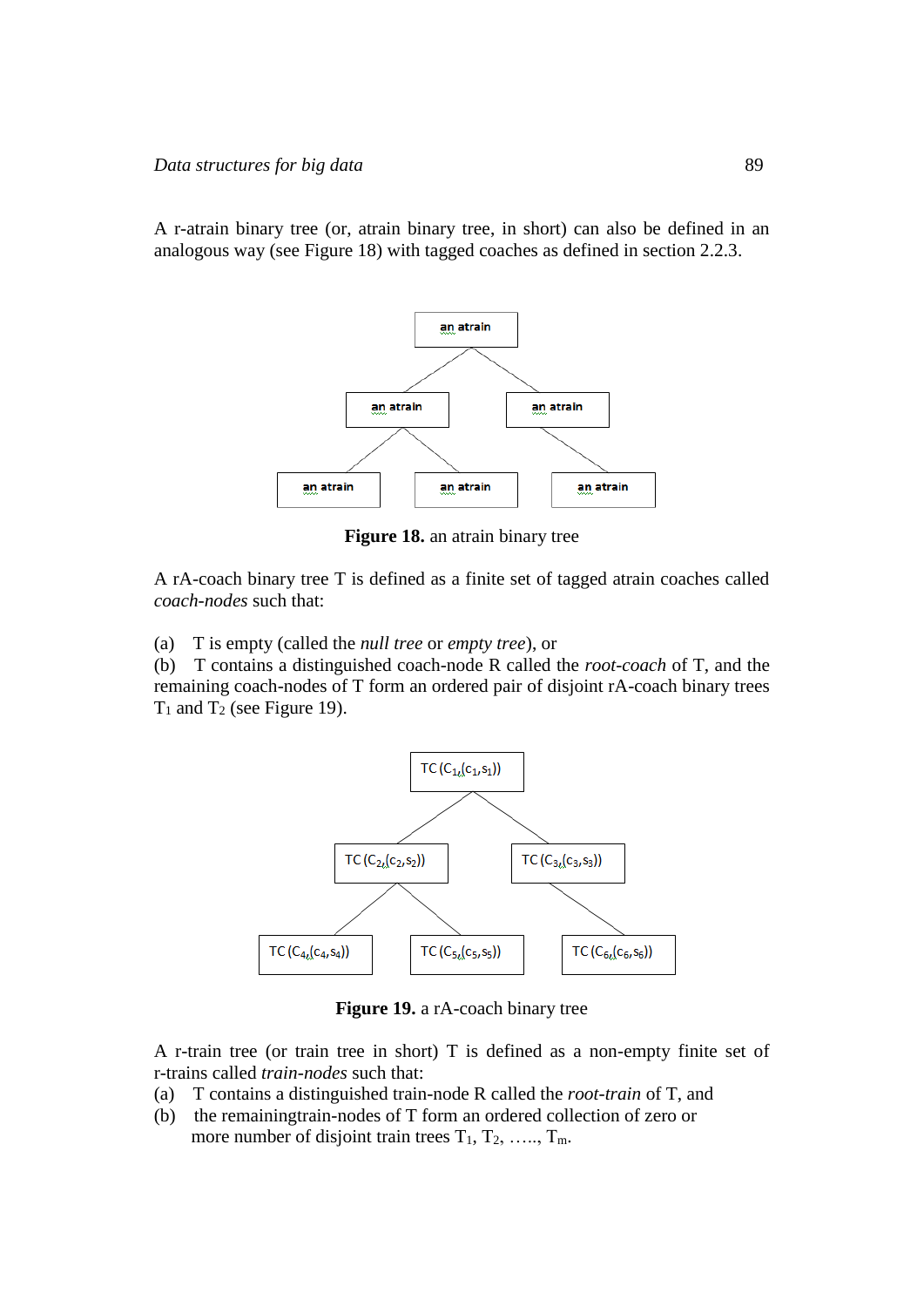A r-atrain binary tree (or, atrain binary tree, in short) can also be defined in an analogous way (see Figure 18) with tagged coaches as defined in section 2.2.3.

**Figure 18.** an atrain binary tree

A rA-coach binary tree T is defined as a finite set of tagged atrain coaches called *coach-nodes* such that:

(a) T is empty (called the *null tree* or *empty tree*), or
(b) T contains a distinguished coach-node R called the *root-coach* of T, and the remaining coach-nodes of T form an ordered pair of disjoint rA-coach binary trees $T_1$ and $T_2$ (see Figure 19).

**Figure 19.** a rA-coach binary tree

A r-train tree (or train tree in short) T is defined as a non-empty finite set of r-trains called *train-nodes* such that:

(a) T contains a distinguished train-node R called the *root-train* of T, and
(b) the remainingtrain-nodes of T form an ordered collection of zero or more number of disjoint train trees $T_1$, $T_2$, ….., $T_m$.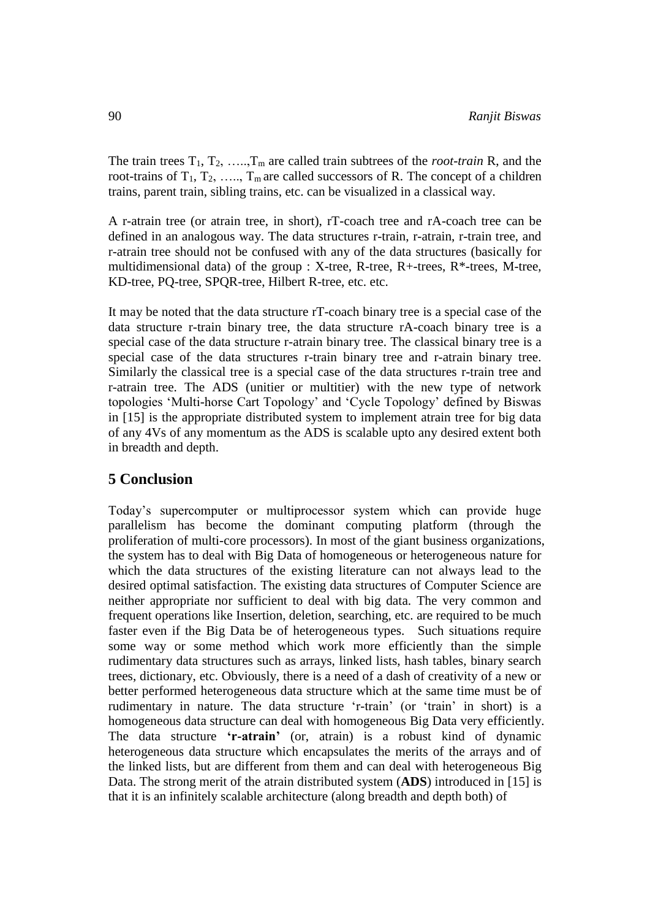The train trees $T_1$, $T_2$, …..,$T_m$ are called train subtrees of the *root-train* R, and the root-trains of $T_1$, $T_2$, ….., $T_m$ are called successors of R. The concept of a children trains, parent train, sibling trains, etc. can be visualized in a classical way.

A r-atrain tree (or atrain tree, in short), rT-coach tree and rA-coach tree can be defined in an analogous way. The data structures r-train, r-atrain, r-train tree, and r-atrain tree should not be confused with any of the data structures (basically for multidimensional data) of the group : X-tree, R-tree, R+-trees, R*-trees, M-tree, KD-tree, PQ-tree, SPQR-tree, Hilbert R-tree, etc. etc.

It may be noted that the data structure rT-coach binary tree is a special case of the data structure r-train binary tree, the data structure rA-coach binary tree is a special case of the data structure r-atrain binary tree. The classical binary tree is a special case of the data structures r-train binary tree and r-atrain binary tree. Similarly the classical tree is a special case of the data structures r-train tree and r-atrain tree. The ADS (unitier or multitier) with the new type of network topologies 'Multi-horse Cart Topology' and 'Cycle Topology' defined by Biswas in [15] is the appropriate distributed system to implement atrain tree for big data of any 4Vs of any momentum as the ADS is scalable upto any desired extent both in breadth and depth.

## 5 Conclusion

Today's supercomputer or multiprocessor system which can provide huge parallelism has become the dominant computing platform (through the proliferation of multi-core processors). In most of the giant business organizations, the system has to deal with Big Data of homogeneous or heterogeneous nature for which the data structures of the existing literature can not always lead to the desired optimal satisfaction. The existing data structures of Computer Science are neither appropriate nor sufficient to deal with big data. The very common and frequent operations like Insertion, deletion, searching, etc. are required to be much faster even if the Big Data be of heterogeneous types. Such situations require some way or some method which work more efficiently than the simple rudimentary data structures such as arrays, linked lists, hash tables, binary search trees, dictionary, etc. Obviously, there is a need of a dash of creativity of a new or better performed heterogeneous data structure which at the same time must be of rudimentary in nature. The data structure 'r-train' (or 'train' in short) is a homogeneous data structure can deal with homogeneous Big Data very efficiently. The data structure **'r-atrain'** (or, atrain) is a robust kind of dynamic heterogeneous data structure which encapsulates the merits of the arrays and of the linked lists, but are different from them and can deal with heterogeneous Big Data. The strong merit of the atrain distributed system (**ADS**) introduced in [15] is that it is an infinitely scalable architecture (along breadth and depth both) of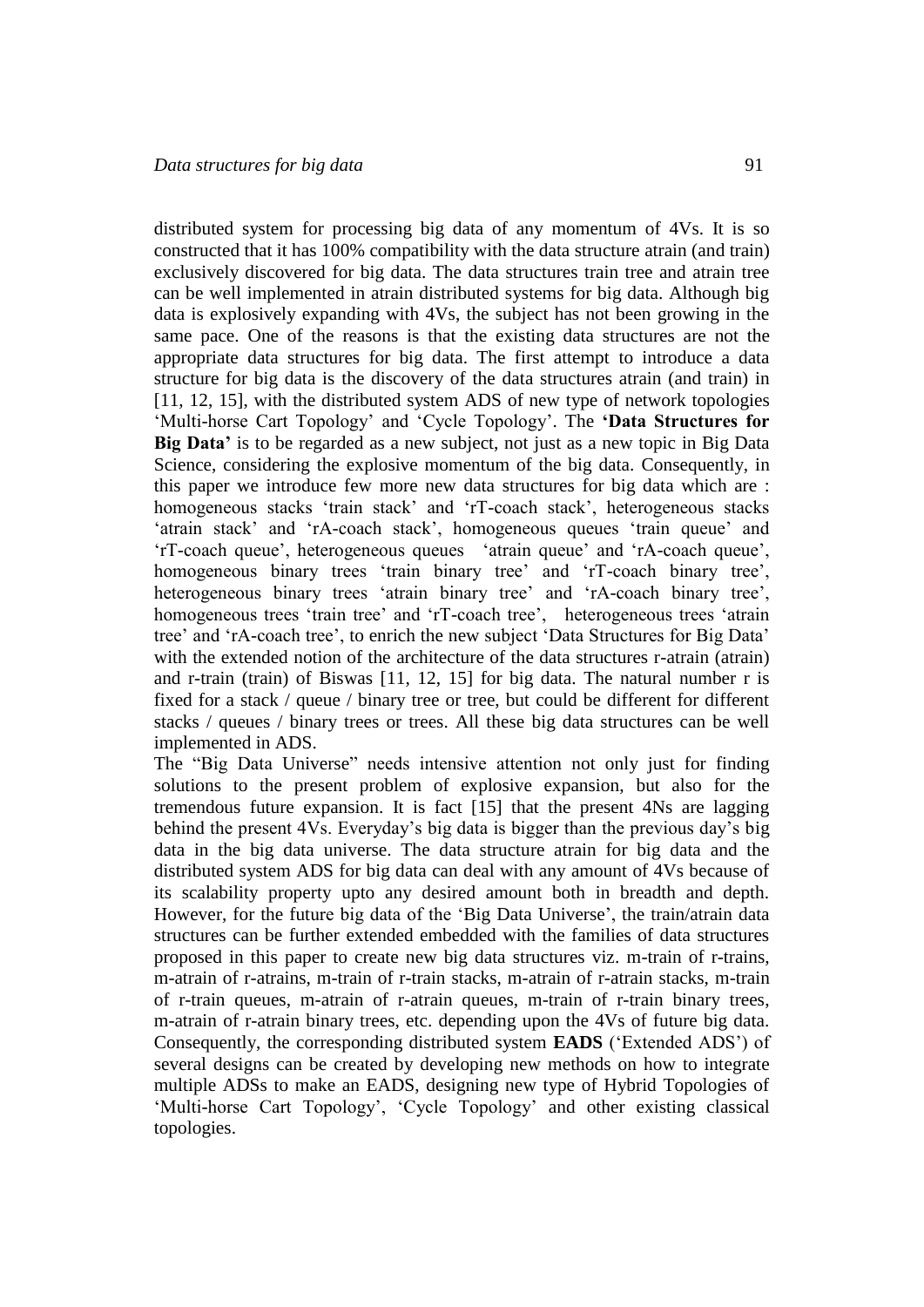distributed system for processing big data of any momentum of 4Vs. It is so constructed that it has 100% compatibility with the data structure atrain (and train) exclusively discovered for big data. The data structures train tree and atrain tree can be well implemented in atrain distributed systems for big data. Although big data is explosively expanding with 4Vs, the subject has not been growing in the same pace. One of the reasons is that the existing data structures are not the appropriate data structures for big data. The first attempt to introduce a data structure for big data is the discovery of the data structures atrain (and train) in [11, 12, 15], with the distributed system ADS of new type of network topologies 'Multi-horse Cart Topology' and 'Cycle Topology'. The **'Data Structures for Big Data'** is to be regarded as a new subject, not just as a new topic in Big Data Science, considering the explosive momentum of the big data. Consequently, in this paper we introduce few more new data structures for big data which are : homogeneous stacks 'train stack' and 'rT-coach stack', heterogeneous stacks 'atrain stack' and 'rA-coach stack', homogeneous queues 'train queue' and 'rT-coach queue', heterogeneous queues 'atrain queue' and 'rA-coach queue', homogeneous binary trees 'train binary tree' and 'rT-coach binary tree', heterogeneous binary trees 'atrain binary tree' and 'rA-coach binary tree', homogeneous trees 'train tree' and 'rT-coach tree', heterogeneous trees 'atrain tree' and 'rA-coach tree', to enrich the new subject 'Data Structures for Big Data' with the extended notion of the architecture of the data structures r-atrain (atrain) and r-train (train) of Biswas [11, 12, 15] for big data. The natural number r is fixed for a stack / queue / binary tree or tree, but could be different for different stacks / queues / binary trees or trees. All these big data structures can be well implemented in ADS.

The "Big Data Universe" needs intensive attention not only just for finding solutions to the present problem of explosive expansion, but also for the tremendous future expansion. It is fact [15] that the present 4Ns are lagging behind the present 4Vs. Everyday's big data is bigger than the previous day's big data in the big data universe. The data structure atrain for big data and the distributed system ADS for big data can deal with any amount of 4Vs because of its scalability property upto any desired amount both in breadth and depth. However, for the future big data of the 'Big Data Universe', the train/atrain data structures can be further extended embedded with the families of data structures proposed in this paper to create new big data structures viz. m-train of r-trains, m-atrain of r-atrains, m-train of r-train stacks, m-atrain of r-atrain stacks, m-train of r-train queues, m-atrain of r-atrain queues, m-train of r-train binary trees, m-atrain of r-atrain binary trees, etc. depending upon the 4Vs of future big data. Consequently, the corresponding distributed system **EADS** ('Extended ADS') of several designs can be created by developing new methods on how to integrate multiple ADSs to make an EADS, designing new type of Hybrid Topologies of 'Multi-horse Cart Topology', 'Cycle Topology' and other existing classical topologies.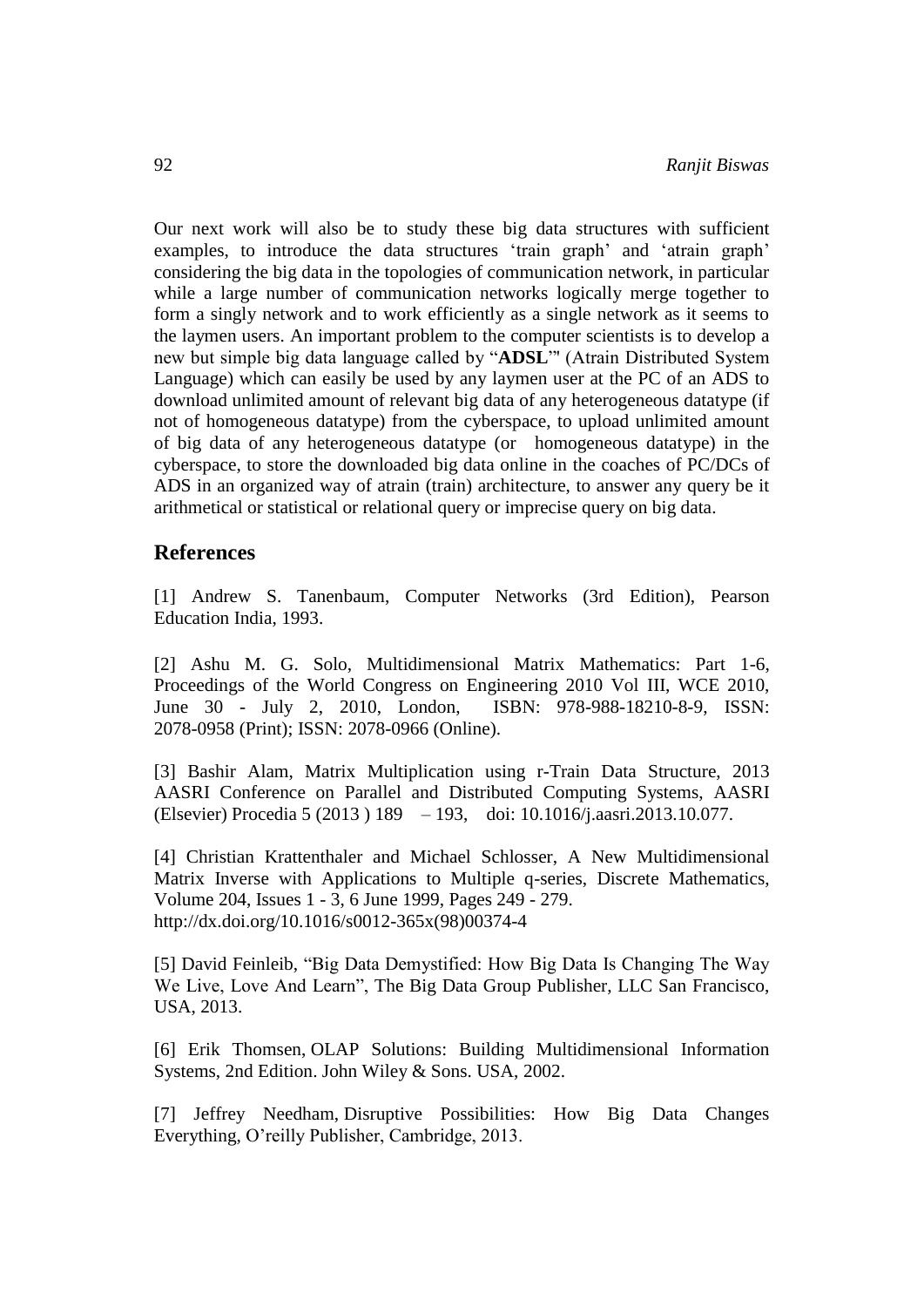Our next work will also be to study these big data structures with sufficient examples, to introduce the data structures 'train graph' and 'atrain graph' considering the big data in the topologies of communication network, in particular while a large number of communication networks logically merge together to form a singly network and to work efficiently as a single network as it seems to the laymen users. An important problem to the computer scientists is to develop a new but simple big data language called by "**ADSL**"' (Atrain Distributed System Language) which can easily be used by any laymen user at the PC of an ADS to download unlimited amount of relevant big data of any heterogeneous datatype (if not of homogeneous datatype) from the cyberspace, to upload unlimited amount of big data of any heterogeneous datatype (or homogeneous datatype) in the cyberspace, to store the downloaded big data online in the coaches of PC/DCs of ADS in an organized way of atrain (train) architecture, to answer any query be it arithmetical or statistical or relational query or imprecise query on big data.

## References

[1] Andrew S. Tanenbaum, Computer Networks (3rd Edition), Pearson Education India, 1993.

[2] Ashu M. G. Solo, Multidimensional Matrix Mathematics: Part 1-6, Proceedings of the World Congress on Engineering 2010 Vol III, WCE 2010, June 30 - July 2, 2010, London, ISBN: 978-988-18210-8-9, ISSN: 2078-0958 (Print); ISSN: 2078-0966 (Online).

[3] Bashir Alam, Matrix Multiplication using r-Train Data Structure, 2013 AASRI Conference on Parallel and Distributed Computing Systems, AASRI (Elsevier) Procedia 5 (2013 ) 189 – 193, doi: 10.1016/j.aasri.2013.10.077.

[4] Christian Krattenthaler and Michael Schlosser, A New Multidimensional Matrix Inverse with Applications to Multiple q-series, Discrete Mathematics, Volume 204, Issues 1 - 3, 6 June 1999, Pages 249 - 279. http://dx.doi.org/10.1016/s0012-365x(98)00374-4

[5] David Feinleib, "Big Data Demystified: How Big Data Is Changing The Way We Live, Love And Learn", The Big Data Group Publisher, LLC San Francisco, USA, 2013.

[6] Erik Thomsen, OLAP Solutions: Building Multidimensional Information Systems, 2nd Edition. John Wiley & Sons. USA, 2002.

[7] Jeffrey Needham, Disruptive Possibilities: How Big Data Changes Everything, O'reilly Publisher, Cambridge, 2013.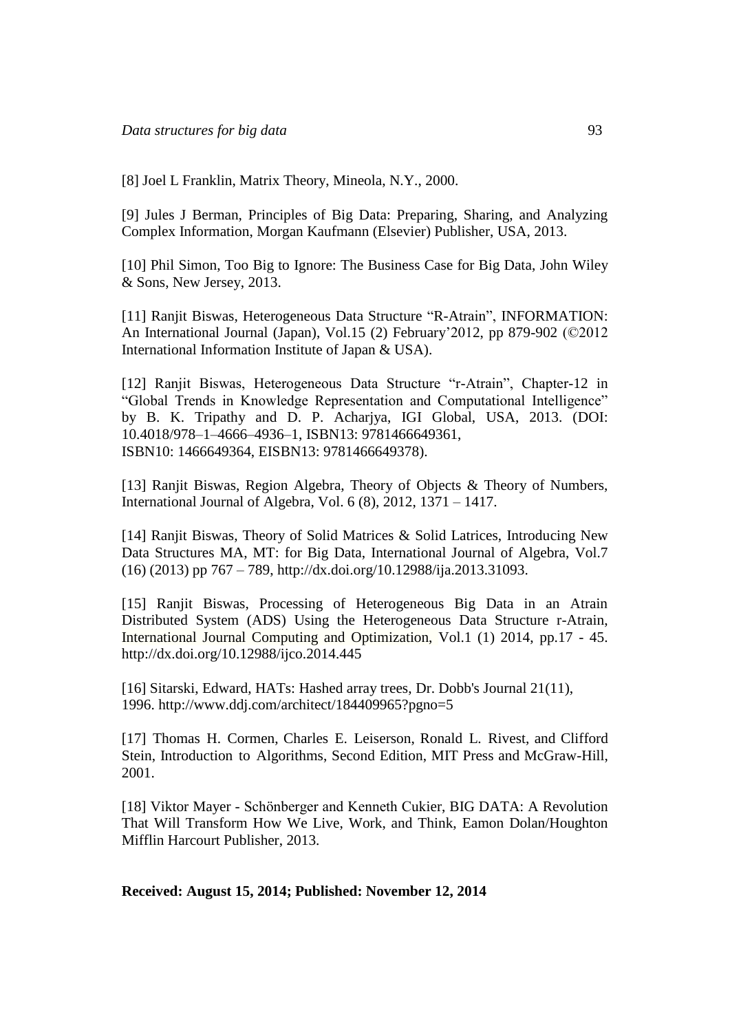[8] Joel L Franklin, Matrix Theory, Mineola, N.Y., 2000.

[9] Jules J Berman, Principles of Big Data: Preparing, Sharing, and Analyzing Complex Information, Morgan Kaufmann (Elsevier) Publisher, USA, 2013.

[10] Phil Simon, Too Big to Ignore: The Business Case for Big Data, John Wiley & Sons, New Jersey, 2013.

[11] Ranjit Biswas, Heterogeneous Data Structure "R-Atrain", INFORMATION: An International Journal (Japan), Vol.15 (2) February'2012, pp 879-902 (©2012 International Information Institute of Japan & USA).

[12] Ranjit Biswas, Heterogeneous Data Structure "r-Atrain", Chapter-12 in "Global Trends in Knowledge Representation and Computational Intelligence" by B. K. Tripathy and D. P. Acharjya, IGI Global, USA, 2013. (DOI: 10.4018/978–1–4666–4936–1, ISBN13: 9781466649361, ISBN10: 1466649364, EISBN13: 9781466649378).

[13] Ranjit Biswas, Region Algebra, Theory of Objects & Theory of Numbers, International Journal of Algebra, Vol. 6 (8), 2012, 1371 – 1417.

[14] Ranjit Biswas, Theory of Solid Matrices & Solid Latrices, Introducing New Data Structures MA, MT: for Big Data, International Journal of Algebra, Vol.7 (16) (2013) pp 767 – 789, http://dx.doi.org/10.12988/ija.2013.31093.

[15] Ranjit Biswas, Processing of Heterogeneous Big Data in an Atrain Distributed System (ADS) Using the Heterogeneous Data Structure r-Atrain, International Journal Computing and Optimization, Vol.1 (1) 2014, pp.17 - 45. http://dx.doi.org/10.12988/ijco.2014.445

[16] Sitarski, Edward, HATs: Hashed array trees, Dr. Dobb's Journal 21(11), 1996. http://www.ddj.com/architect/184409965?pgno=5

[17] Thomas H. Cormen, Charles E. Leiserson, Ronald L. Rivest, and Clifford Stein, Introduction to Algorithms, Second Edition, MIT Press and McGraw-Hill, 2001.

[18] Viktor Mayer - Schönberger and Kenneth Cukier, BIG DATA: A Revolution That Will Transform How We Live, Work, and Think, Eamon Dolan/Houghton Mifflin Harcourt Publisher, 2013.

**Received: August 15, 2014; Published: November 12, 2014**